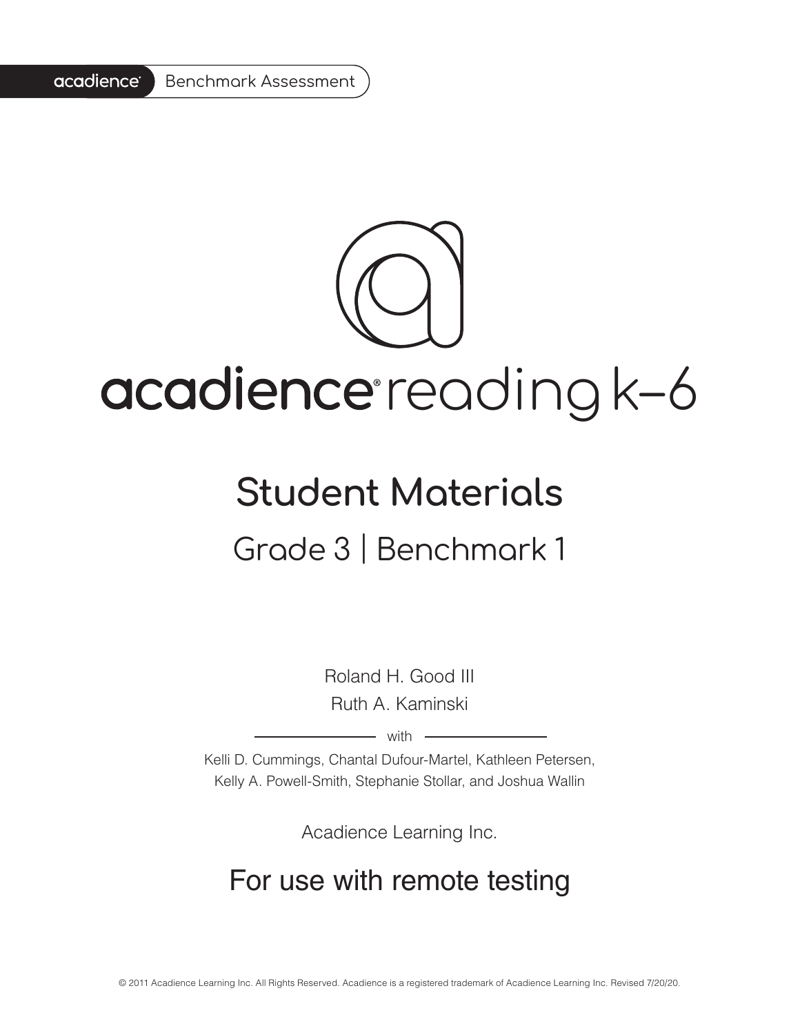acadience® Benchmark Assessment

# acadience® reading k–6

## Student Materials

### Grade 3 | Benchmark 1

Roland H. Good III

Ruth A. Kaminski

with

Kelli D. Cummings, Chantal Dufour-Martel, Kathleen Petersen, Kelly A. Powell-Smith, Stephanie Stollar, and Joshua Wallin

Acadience Learning Inc.

## For use with remote testing

© 2011 Acadience Learning Inc. All Rights Reserved. Acadience is a registered trademark of Acadience Learning Inc. Revised 7/20/20.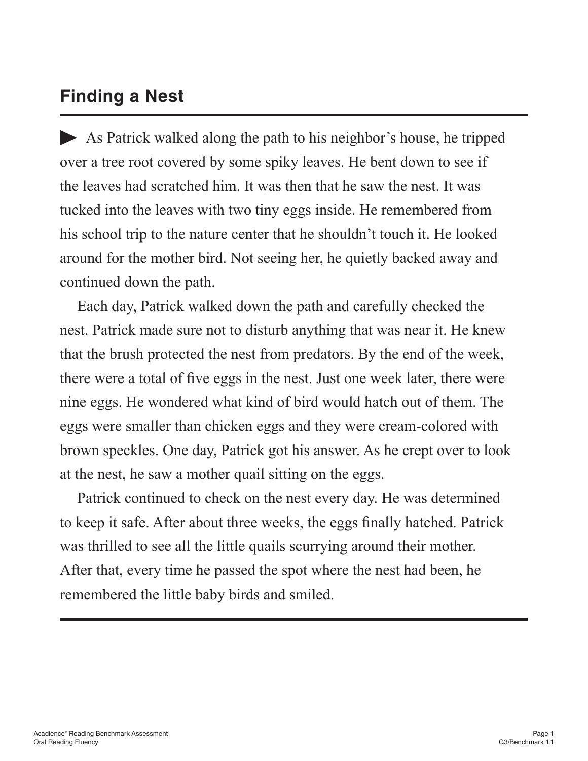## Finding a Nest

▶ As Patrick walked along the path to his neighbor's house, he tripped over a tree root covered by some spiky leaves. He bent down to see if the leaves had scratched him. It was then that he saw the nest. It was tucked into the leaves with two tiny eggs inside. He remembered from his school trip to the nature center that he shouldn't touch it. He looked around for the mother bird. Not seeing her, he quietly backed away and continued down the path.

Each day, Patrick walked down the path and carefully checked the nest. Patrick made sure not to disturb anything that was near it. He knew that the brush protected the nest from predators. By the end of the week, there were a total of five eggs in the nest. Just one week later, there were nine eggs. He wondered what kind of bird would hatch out of them. The eggs were smaller than chicken eggs and they were cream-colored with brown speckles. One day, Patrick got his answer. As he crept over to look at the nest, he saw a mother quail sitting on the eggs.

Patrick continued to check on the nest every day. He was determined to keep it safe. After about three weeks, the eggs finally hatched. Patrick was thrilled to see all the little quails scurrying around their mother. After that, every time he passed the spot where the nest had been, he remembered the little baby birds and smiled.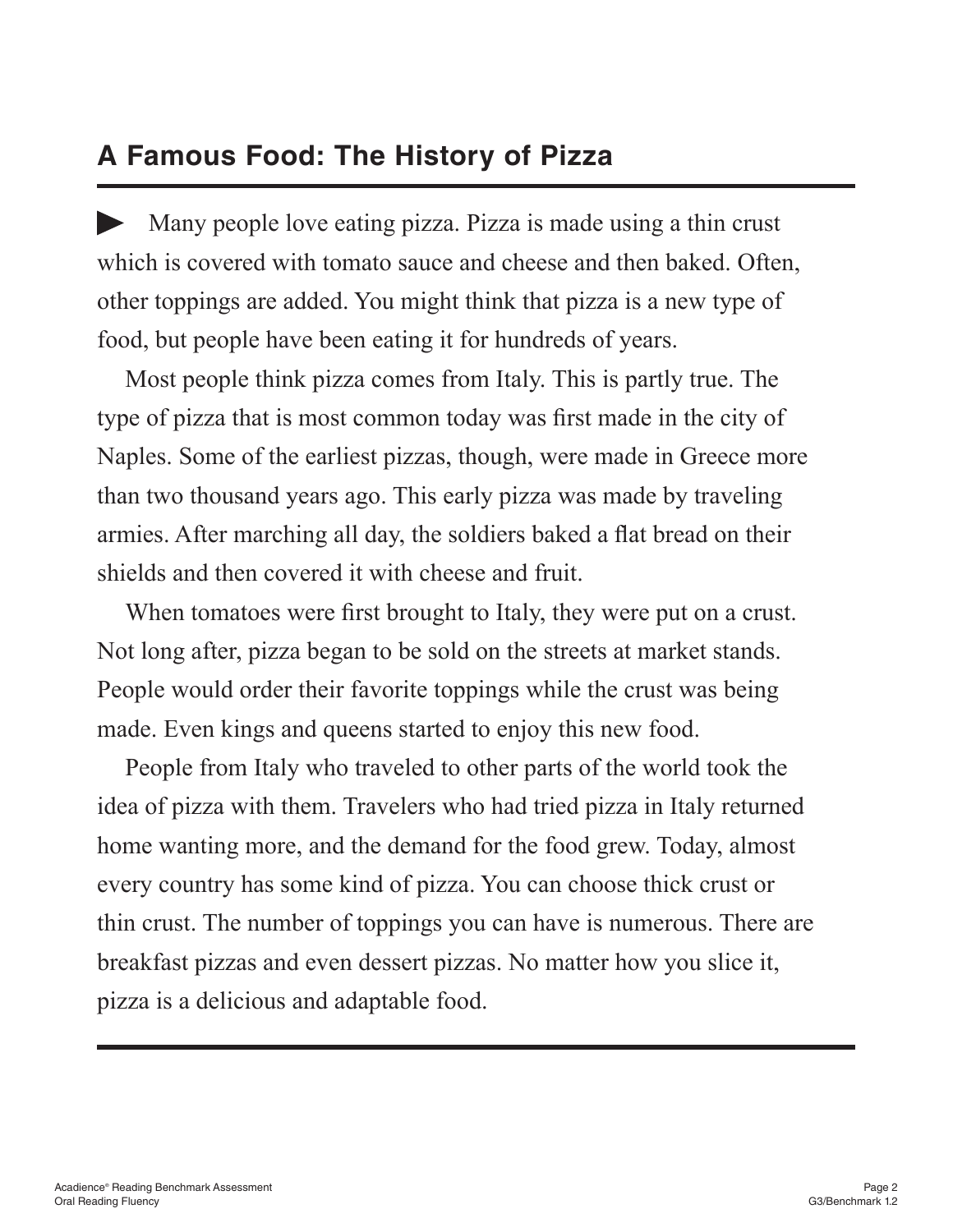## A Famous Food: The History of Pizza

Many people love eating pizza. Pizza is made using a thin crust which is covered with tomato sauce and cheese and then baked. Often, other toppings are added. You might think that pizza is a new type of food, but people have been eating it for hundreds of years.

Most people think pizza comes from Italy. This is partly true. The type of pizza that is most common today was first made in the city of Naples. Some of the earliest pizzas, though, were made in Greece more than two thousand years ago. This early pizza was made by traveling armies. After marching all day, the soldiers baked a flat bread on their shields and then covered it with cheese and fruit.

When tomatoes were first brought to Italy, they were put on a crust. Not long after, pizza began to be sold on the streets at market stands. People would order their favorite toppings while the crust was being made. Even kings and queens started to enjoy this new food.

People from Italy who traveled to other parts of the world took the idea of pizza with them. Travelers who had tried pizza in Italy returned home wanting more, and the demand for the food grew. Today, almost every country has some kind of pizza. You can choose thick crust or thin crust. The number of toppings you can have is numerous. There are breakfast pizzas and even dessert pizzas. No matter how you slice it, pizza is a delicious and adaptable food.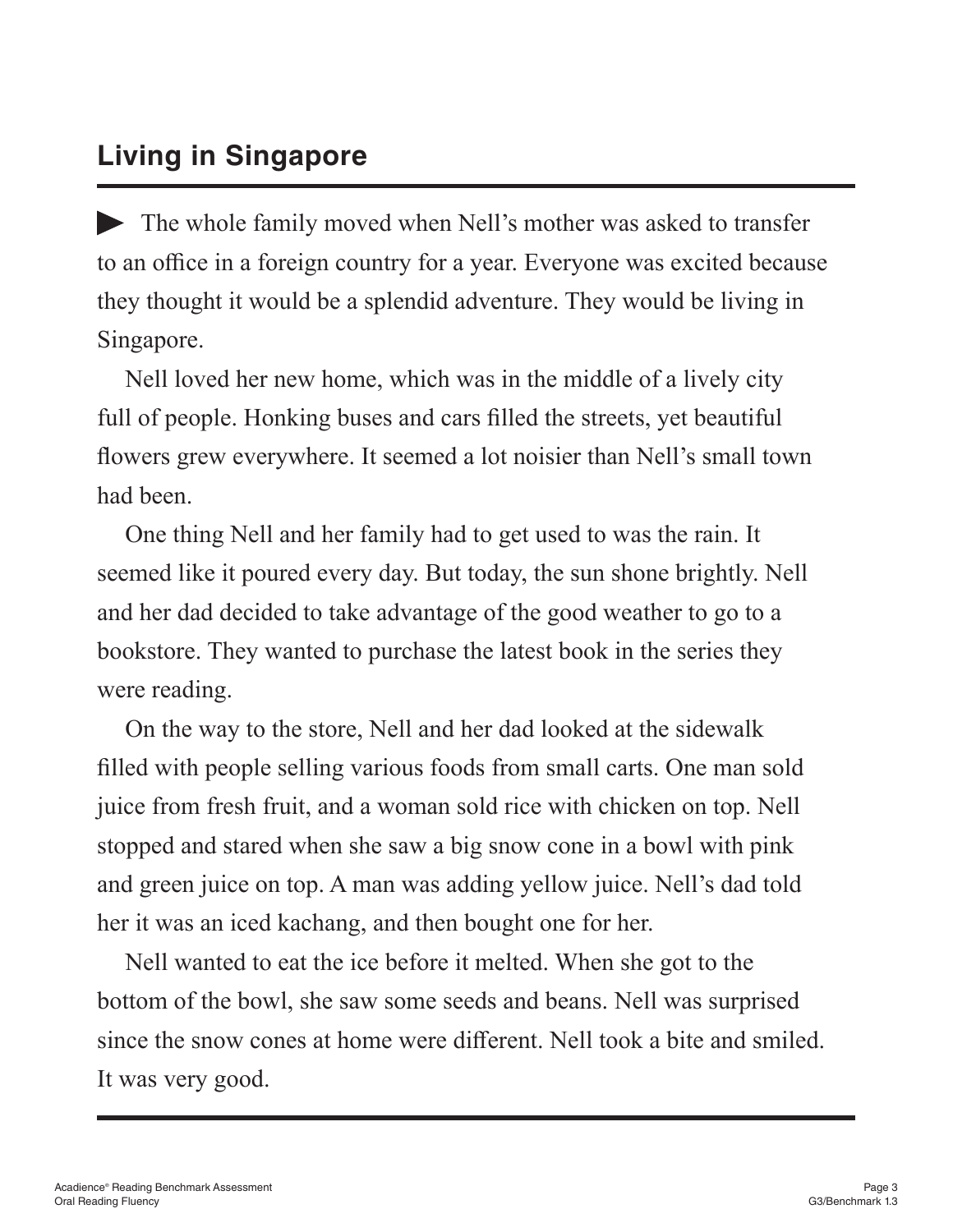## Living in Singapore

▶ The whole family moved when Nell's mother was asked to transfer to an office in a foreign country for a year. Everyone was excited because they thought it would be a splendid adventure. They would be living in Singapore.

Nell loved her new home, which was in the middle of a lively city full of people. Honking buses and cars filled the streets, yet beautiful flowers grew everywhere. It seemed a lot noisier than Nell's small town had been.

One thing Nell and her family had to get used to was the rain. It seemed like it poured every day. But today, the sun shone brightly. Nell and her dad decided to take advantage of the good weather to go to a bookstore. They wanted to purchase the latest book in the series they were reading.

On the way to the store, Nell and her dad looked at the sidewalk filled with people selling various foods from small carts. One man sold juice from fresh fruit, and a woman sold rice with chicken on top. Nell stopped and stared when she saw a big snow cone in a bowl with pink and green juice on top. A man was adding yellow juice. Nell's dad told her it was an iced kachang, and then bought one for her.

Nell wanted to eat the ice before it melted. When she got to the bottom of the bowl, she saw some seeds and beans. Nell was surprised since the snow cones at home were different. Nell took a bite and smiled. It was very good.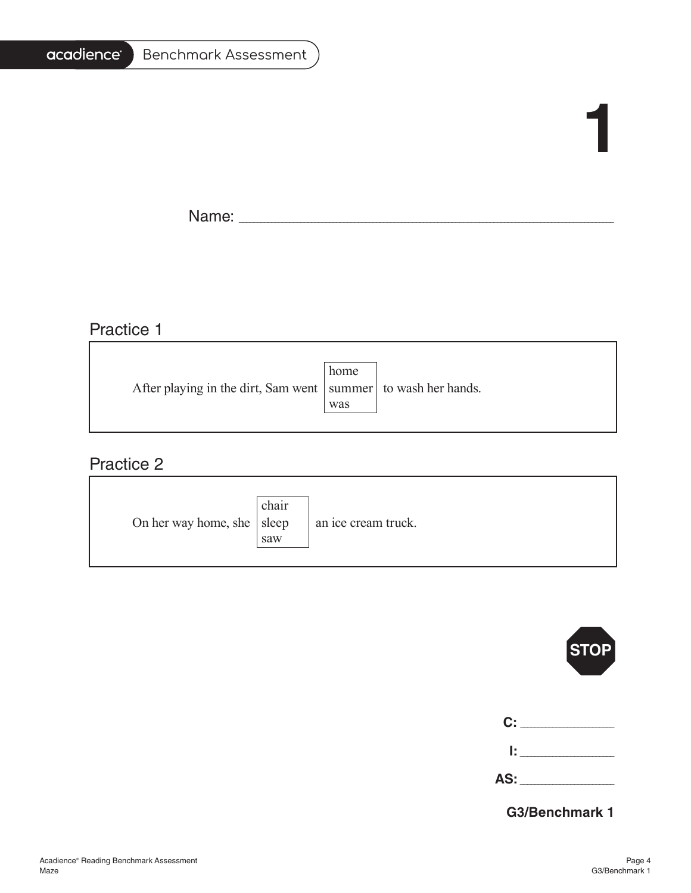# 1

Name: ______________________________________________

## Practice 1

After playing in the dirt, Sam went [home / summer / was] to wash her hands.

## Practice 2

On her way home, she [chair / sleep / saw] an ice cream truck.

STOP

**C:** ______________

**I:** ______________

**AS:** ______________

**G3/Benchmark 1**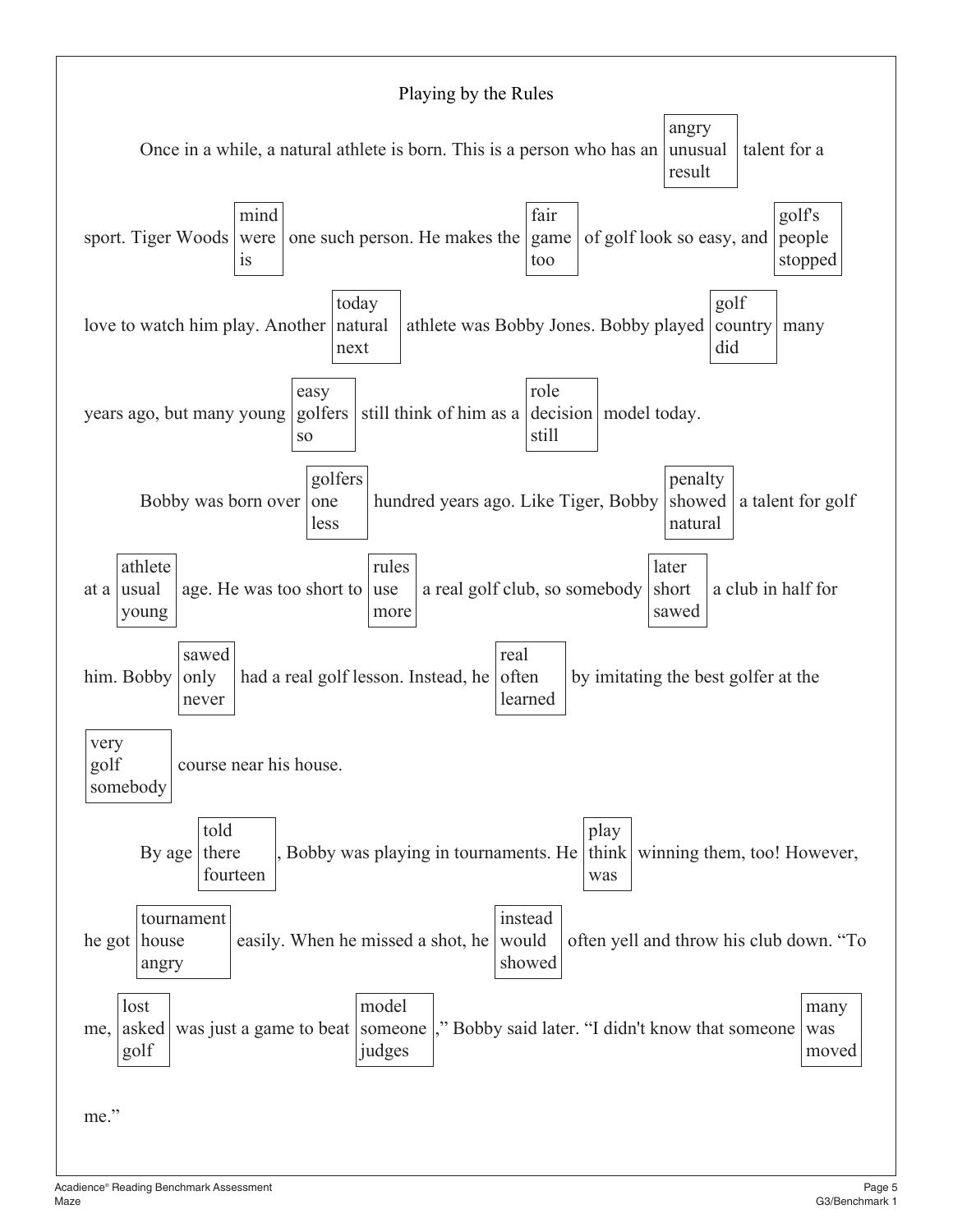# Playing by the Rules

Once in a while, a natural athlete is born. This is a person who has an (angry / unusual / result) talent for a sport. Tiger Woods (mind / were / is) one such person. He makes the (fair / game / too) of golf look so easy, and (golf's / people / stopped) love to watch him play. Another (today / natural / next) athlete was Bobby Jones. Bobby played (golf / country / did) many years ago, but many young (easy / golfers / so) still think of him as a (role / decision / still) model today.

Bobby was born over (golfers / one / less) hundred years ago. Like Tiger, Bobby (penalty / showed / natural) a talent for golf at a (athlete / usual / young) age. He was too short to (rules / use / more) a real golf club, so somebody (later / short / sawed) a club in half for him. Bobby (sawed / only / never) had a real golf lesson. Instead, he (real / often / learned) by imitating the best golfer at the (very / golf / somebody) course near his house.

By age (told / there / fourteen), Bobby was playing in tournaments. He (play / think / was) winning them, too! However, he got (tournament / house / angry) easily. When he missed a shot, he (instead / would / showed) often yell and throw his club down. "To me, (lost / asked / golf) was just a game to beat (model / someone / judges)," Bobby said later. "I didn't know that someone (many / was / moved) me."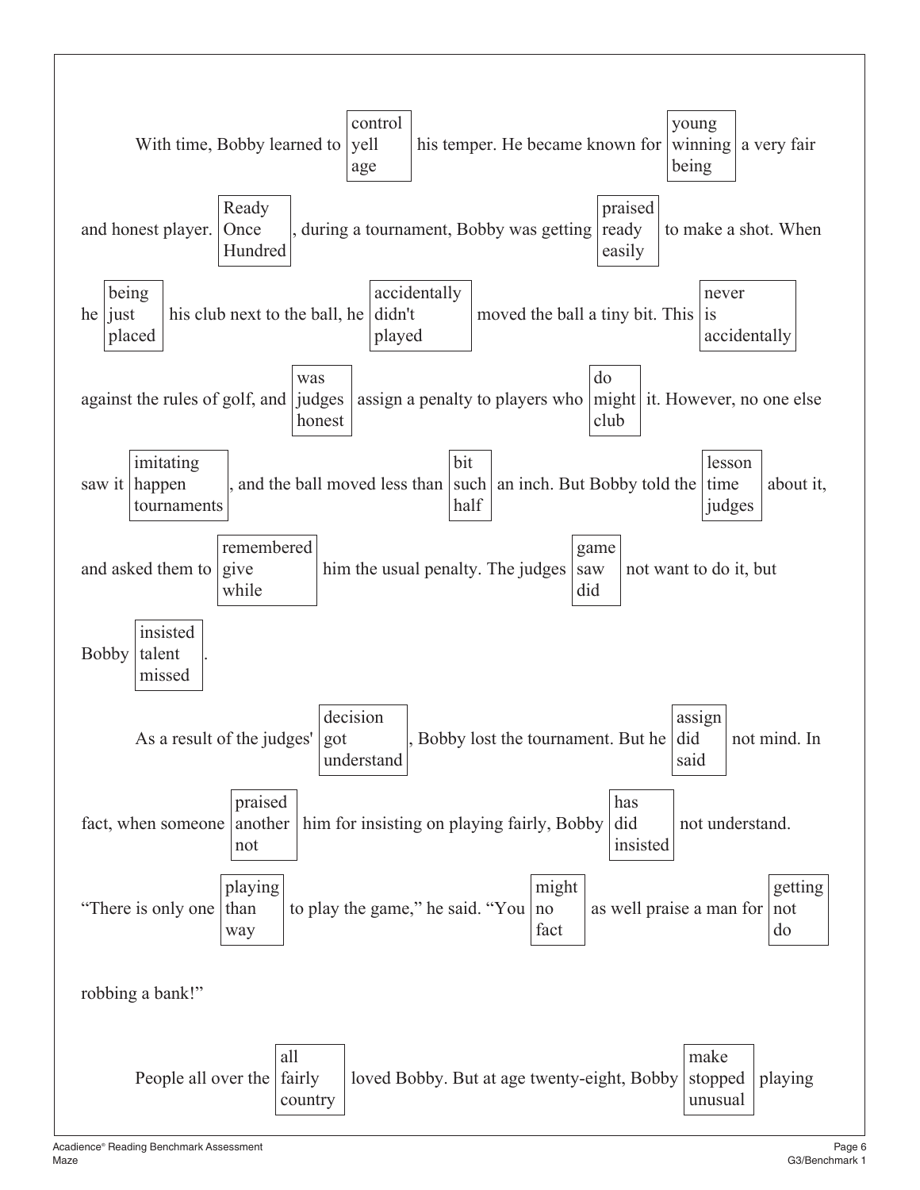With time, Bobby learned to [control / yell / age] his temper. He became known for [young / winning / being] a very fair and honest player. [Ready / Once / Hundred], during a tournament, Bobby was getting [praised / ready / easily] to make a shot. When he [being / just / placed] his club next to the ball, he [accidentally / didn't / played] moved the ball a tiny bit. This [never / is / accidentally] against the rules of golf, and [was / judges / honest] assign a penalty to players who [do / might / club] it. However, no one else saw it [imitating / happen / tournaments], and the ball moved less than [bit / such / half] an inch. But Bobby told the [lesson / time / judges] about it, and asked them to [remembered / give / while] him the usual penalty. The judges [game / saw / did] not want to do it, but Bobby [insisted / talent / missed].

As a result of the judges' [decision / got / understand], Bobby lost the tournament. But he [assign / did / said] not mind. In fact, when someone [praised / another / not] him for insisting on playing fairly, Bobby [has / did / insisted] not understand. "There is only one [playing / than / way] to play the game," he said. "You [might / no / fact] as well praise a man for [getting / not / do] robbing a bank!"

People all over the [all / fairly / country] loved Bobby. But at age twenty-eight, Bobby [make / stopped / unusual] playing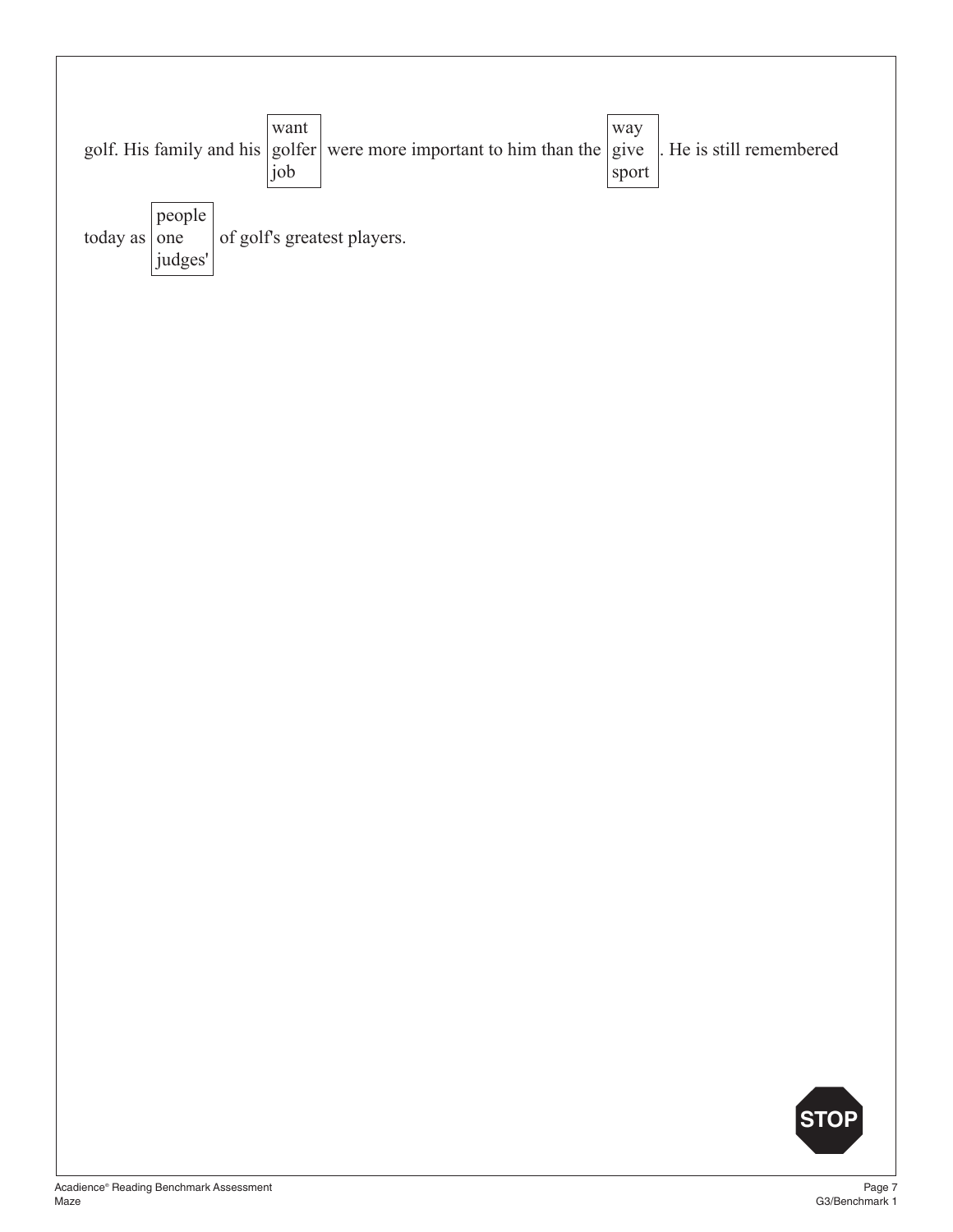golf. His family and his [want / golfer / job] were more important to him than the [way / give / sport]. He is still remembered today as [people / one / judges'] of golf's greatest players.

STOP